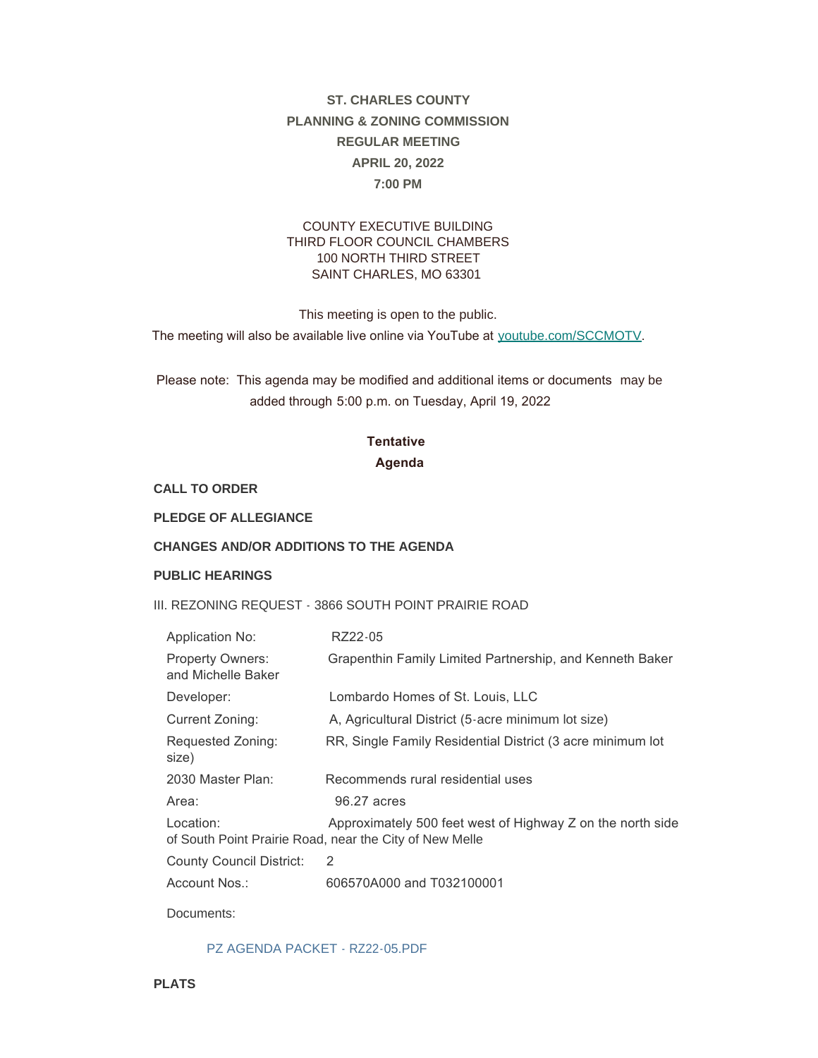# ST. CHARLES COUNTY
# PLANNING & ZONING COMMISSION
# REGULAR MEETING
# APRIL 20, 2022
# 7:00 PM

COUNTY EXECUTIVE BUILDING
THIRD FLOOR COUNCIL CHAMBERS
100 NORTH THIRD STREET
SAINT CHARLES, MO 63301

This meeting is open to the public.
The meeting will also be available live online via YouTube at youtube.com/SCCMOTV.

Please note: This agenda may be modified and additional items or documents may be added through 5:00 p.m. on Tuesday, April 19, 2022

**Tentative**
**Agenda**

**CALL TO ORDER**

**PLEDGE OF ALLEGIANCE**

**CHANGES AND/OR ADDITIONS TO THE AGENDA**

**PUBLIC HEARINGS**

III. REZONING REQUEST - 3866 SOUTH POINT PRAIRIE ROAD

| | |
|---|---|
| Application No: | RZ22-05 |
| Property Owners: | Grapenthin Family Limited Partnership, and Kenneth Baker and Michelle Baker |
| Developer: | Lombardo Homes of St. Louis, LLC |
| Current Zoning: | A, Agricultural District (5-acre minimum lot size) |
| Requested Zoning: | RR, Single Family Residential District (3 acre minimum lot size) |
| 2030 Master Plan: | Recommends rural residential uses |
| Area: | 96.27 acres |
| Location: | Approximately 500 feet west of Highway Z on the north side of South Point Prairie Road, near the City of New Melle |
| County Council District: | 2 |
| Account Nos.: | 606570A000 and T032100001 |

Documents:

PZ AGENDA PACKET - RZ22-05.PDF

**PLATS**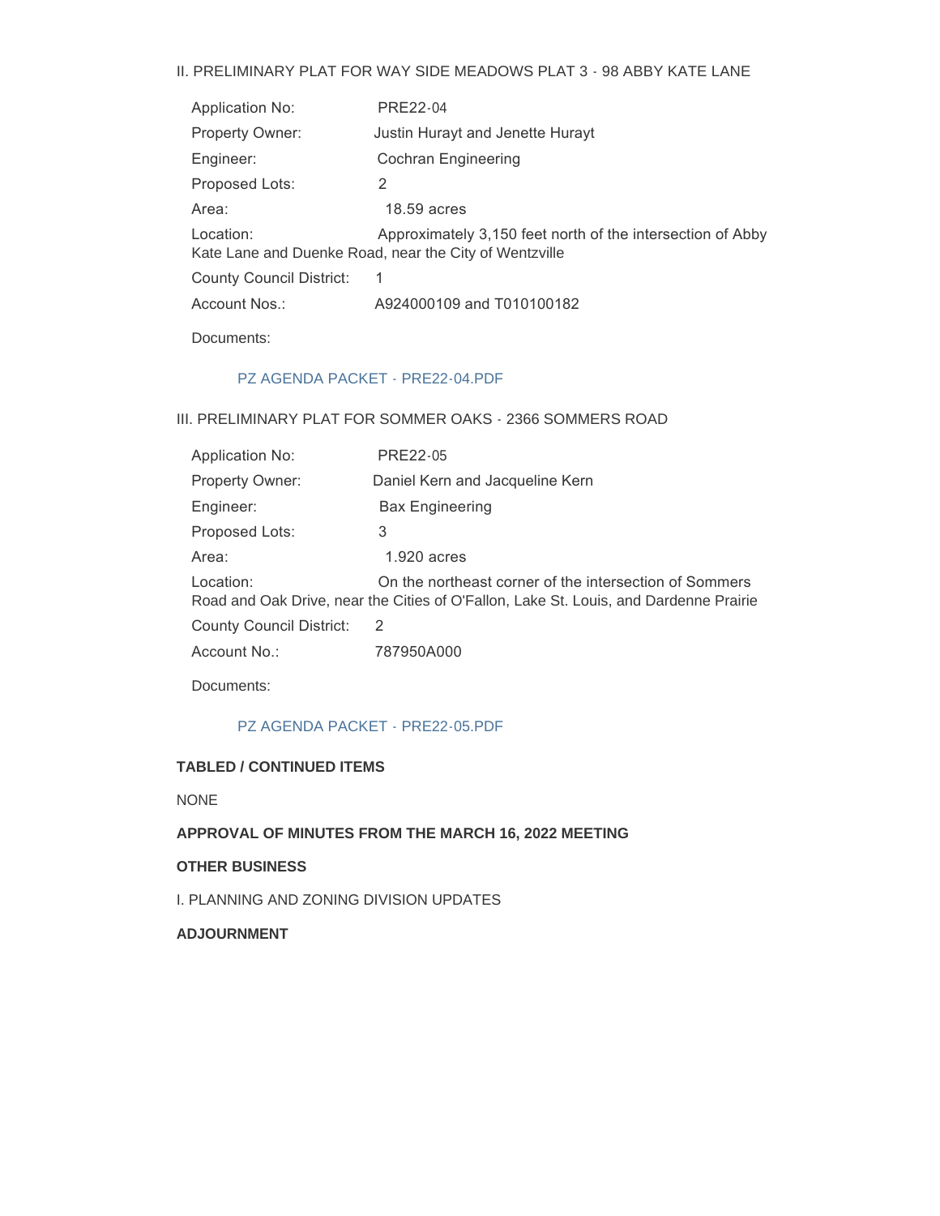II. PRELIMINARY PLAT FOR WAY SIDE MEADOWS PLAT 3 - 98 ABBY KATE LANE

Application No: PRE22-04

Property Owner: Justin Hurayt and Jenette Hurayt

Engineer: Cochran Engineering

Proposed Lots: 2

Area: 18.59 acres

Location: Approximately 3,150 feet north of the intersection of Abby Kate Lane and Duenke Road, near the City of Wentzville

County Council District: 1

Account Nos.: A924000109 and T010100182

Documents:

PZ AGENDA PACKET - PRE22-04.PDF

III. PRELIMINARY PLAT FOR SOMMER OAKS - 2366 SOMMERS ROAD

Application No: PRE22-05

Property Owner: Daniel Kern and Jacqueline Kern

Engineer: Bax Engineering

Proposed Lots: 3

Area: 1.920 acres

Location: On the northeast corner of the intersection of Sommers Road and Oak Drive, near the Cities of O'Fallon, Lake St. Louis, and Dardenne Prairie

County Council District: 2

Account No.: 787950A000

Documents:

PZ AGENDA PACKET - PRE22-05.PDF

**TABLED / CONTINUED ITEMS**

NONE

**APPROVAL OF MINUTES FROM THE MARCH 16, 2022 MEETING**

**OTHER BUSINESS**

I. PLANNING AND ZONING DIVISION UPDATES

**ADJOURNMENT**